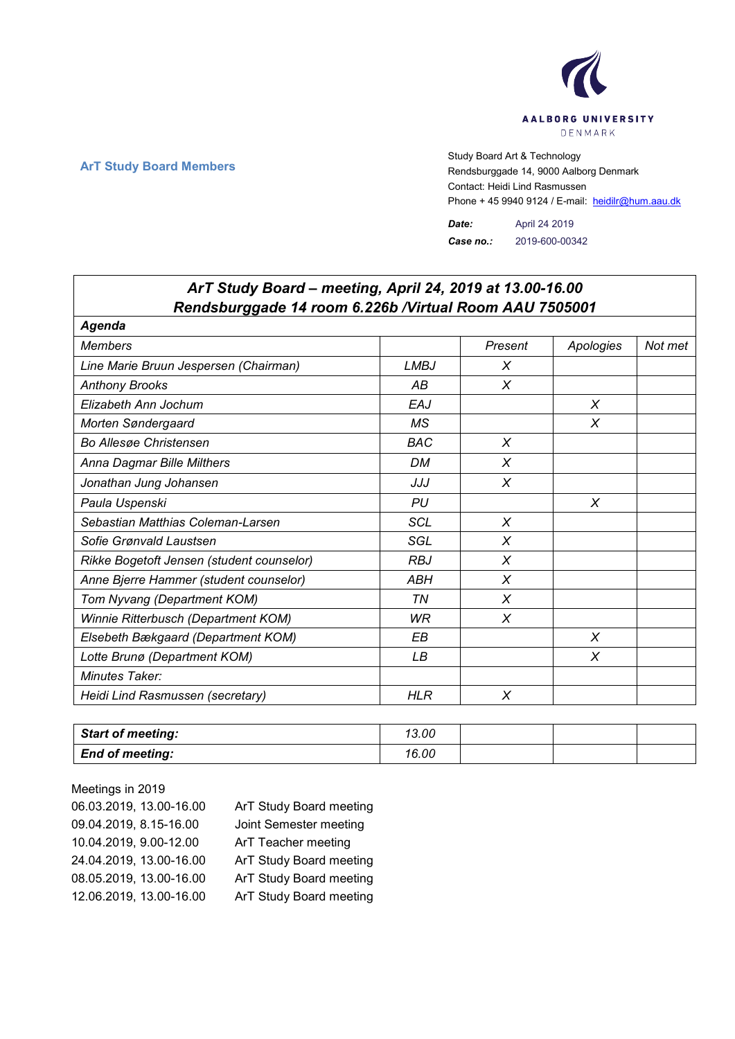AALBORG UNIVERSITY
DENMARK

**ArT Study Board Members**

Study Board Art & Technology
Rendsburggade 14, 9000 Aalborg Denmark
Contact: Heidi Lind Rasmussen
Phone + 45 9940 9124 / E-mail: heidilr@hum.aau.dk

***Date:*** April 24 2019
***Case no.:*** 2019-600-00342

| ***ArT Study Board – meeting, April 24, 2019 at 13.00-16.00 Rendsburggade 14 room 6.226b /Virtual Room AAU 7505001*** | | | | |
|---|---|---|---|---|
| ***Agenda*** | | | | |
| *Members* | | *Present* | *Apologies* | *Not met* |
| *Line Marie Bruun Jespersen (Chairman)* | *LMBJ* | *X* | | |
| *Anthony Brooks* | *AB* | *X* | | |
| *Elizabeth Ann Jochum* | *EAJ* | | *X* | |
| *Morten Søndergaard* | *MS* | | *X* | |
| *Bo Allesøe Christensen* | *BAC* | *X* | | |
| *Anna Dagmar Bille Milthers* | *DM* | *X* | | |
| *Jonathan Jung Johansen* | *JJJ* | *X* | | |
| *Paula Uspenski* | *PU* | | *X* | |
| *Sebastian Matthias Coleman-Larsen* | *SCL* | *X* | | |
| *Sofie Grønvald Laustsen* | *SGL* | *X* | | |
| *Rikke Bogetoft Jensen (student counselor)* | *RBJ* | *X* | | |
| *Anne Bjerre Hammer (student counselor)* | *ABH* | *X* | | |
| *Tom Nyvang (Department KOM)* | *TN* | *X* | | |
| *Winnie Ritterbusch (Department KOM)* | *WR* | *X* | | |
| *Elsebeth Bækgaard (Department KOM)* | *EB* | | *X* | |
| *Lotte Brunø (Department KOM)* | *LB* | | *X* | |
| *Minutes Taker:* | | | | |
| *Heidi Lind Rasmussen (secretary)* | *HLR* | *X* | | |

| ***Start of meeting:*** | *13.00* | | | |
|---|---|---|---|---|
| ***End of meeting:*** | *16.00* | | | |

Meetings in 2019

| | |
|---|---|
| 06.03.2019, 13.00-16.00 | ArT Study Board meeting |
| 09.04.2019, 8.15-16.00 | Joint Semester meeting |
| 10.04.2019, 9.00-12.00 | ArT Teacher meeting |
| 24.04.2019, 13.00-16.00 | ArT Study Board meeting |
| 08.05.2019, 13.00-16.00 | ArT Study Board meeting |
| 12.06.2019, 13.00-16.00 | ArT Study Board meeting |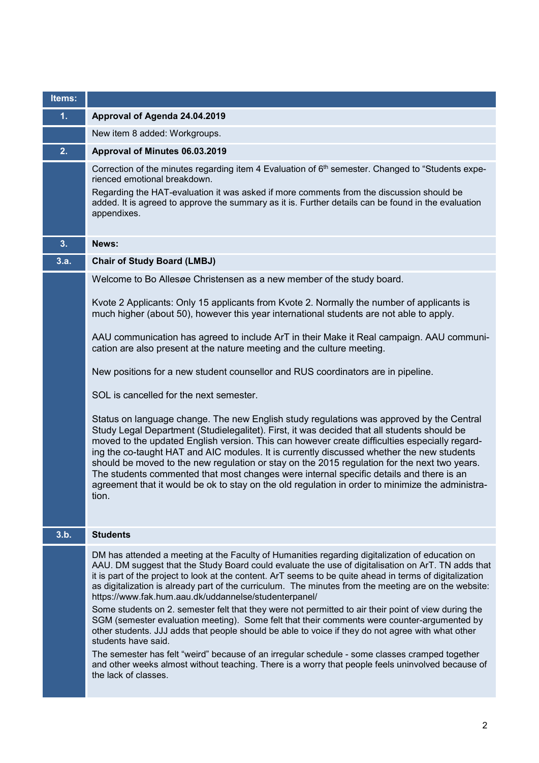| Items: | |
|---|---|
| **1.** | **Approval of Agenda 24.04.2019** |
| | New item 8 added: Workgroups. |
| **2.** | **Approval of Minutes 06.03.2019** |
| | Correction of the minutes regarding item 4 Evaluation of 6th semester. Changed to "Students experienced emotional breakdown.<br>Regarding the HAT-evaluation it was asked if more comments from the discussion should be added. It is agreed to approve the summary as it is. Further details can be found in the evaluation appendixes. |
| **3.** | **News:** |
| **3.a.** | **Chair of Study Board (LMBJ)** |
| | Welcome to Bo Allesøe Christensen as a new member of the study board.<br><br>Kvote 2 Applicants: Only 15 applicants from Kvote 2. Normally the number of applicants is much higher (about 50), however this year international students are not able to apply.<br><br>AAU communication has agreed to include ArT in their Make it Real campaign. AAU communication are also present at the nature meeting and the culture meeting.<br><br>New positions for a new student counsellor and RUS coordinators are in pipeline.<br><br>SOL is cancelled for the next semester.<br><br>Status on language change. The new English study regulations was approved by the Central Study Legal Department (Studielegalitet). First, it was decided that all students should be moved to the updated English version. This can however create difficulties especially regarding the co-taught HAT and AIC modules. It is currently discussed whether the new students should be moved to the new regulation or stay on the 2015 regulation for the next two years. The students commented that most changes were internal specific details and there is an agreement that it would be ok to stay on the old regulation in order to minimize the administration. |
| **3.b.** | **Students** |
| | DM has attended a meeting at the Faculty of Humanities regarding digitalization of education on AAU. DM suggest that the Study Board could evaluate the use of digitalisation on ArT. TN adds that it is part of the project to look at the content. ArT seems to be quite ahead in terms of digitalization as digitalization is already part of the curriculum. The minutes from the meeting are on the website: https://www.fak.hum.aau.dk/uddannelse/studenterpanel/<br>Some students on 2. semester felt that they were not permitted to air their point of view during the SGM (semester evaluation meeting). Some felt that their comments were counter-argumented by other students. JJJ adds that people should be able to voice if they do not agree with what other students have said.<br>The semester has felt "weird" because of an irregular schedule - some classes cramped together and other weeks almost without teaching. There is a worry that people feels uninvolved because of the lack of classes. |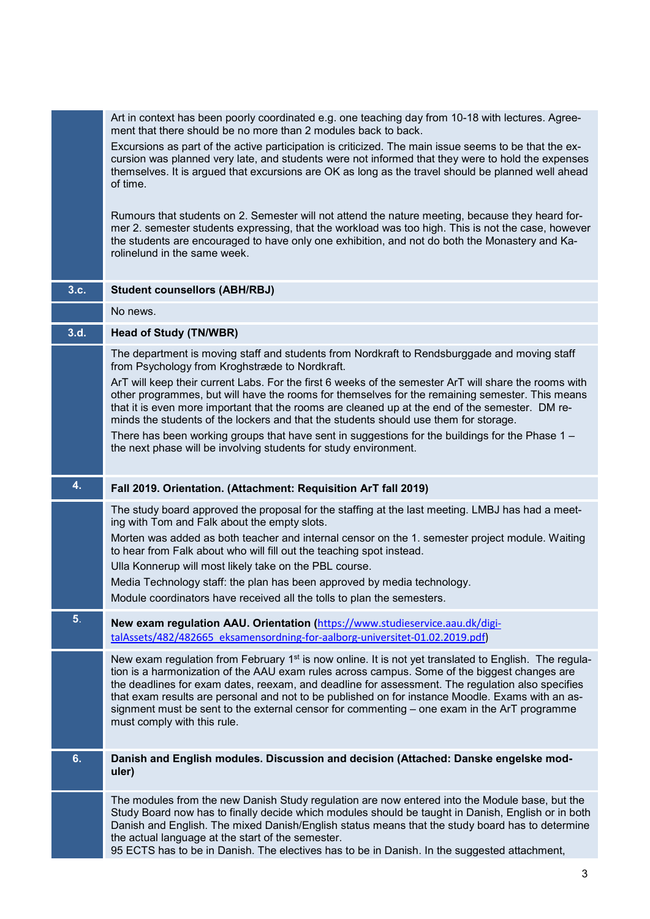Art in context has been poorly coordinated e.g. one teaching day from 10-18 with lectures. Agreement that there should be no more than 2 modules back to back.

Excursions as part of the active participation is criticized. The main issue seems to be that the excursion was planned very late, and students were not informed that they were to hold the expenses themselves. It is argued that excursions are OK as long as the travel should be planned well ahead of time.

Rumours that students on 2. Semester will not attend the nature meeting, because they heard former 2. semester students expressing, that the workload was too high. This is not the case, however the students are encouraged to have only one exhibition, and not do both the Monastery and Karolinelund in the same week.

## 3.c. Student counsellors (ABH/RBJ)

No news.

## 3.d. Head of Study (TN/WBR)

The department is moving staff and students from Nordkraft to Rendsburggade and moving staff from Psychology from Kroghstræde to Nordkraft.

ArT will keep their current Labs. For the first 6 weeks of the semester ArT will share the rooms with other programmes, but will have the rooms for themselves for the remaining semester. This means that it is even more important that the rooms are cleaned up at the end of the semester. DM reminds the students of the lockers and that the students should use them for storage.

There has been working groups that have sent in suggestions for the buildings for the Phase 1 – the next phase will be involving students for study environment.

## 4. Fall 2019. Orientation. (Attachment: Requisition ArT fall 2019)

The study board approved the proposal for the staffing at the last meeting. LMBJ has had a meeting with Tom and Falk about the empty slots.

Morten was added as both teacher and internal censor on the 1. semester project module. Waiting to hear from Falk about who will fill out the teaching spot instead.

Ulla Konnerup will most likely take on the PBL course.

Media Technology staff: the plan has been approved by media technology.

Module coordinators have received all the tolls to plan the semesters.

## 5. New exam regulation AAU. Orientation (https://www.studieservice.aau.dk/digitalAssets/482/482665_eksamensordning-for-aalborg-universitet-01.02.2019.pdf)

New exam regulation from February 1st is now online. It is not yet translated to English. The regulation is a harmonization of the AAU exam rules across campus. Some of the biggest changes are the deadlines for exam dates, reexam, and deadline for assessment. The regulation also specifies that exam results are personal and not to be published on for instance Moodle. Exams with an assignment must be sent to the external censor for commenting – one exam in the ArT programme must comply with this rule.

## 6. Danish and English modules. Discussion and decision (Attached: Danske engelske moduler)

The modules from the new Danish Study regulation are now entered into the Module base, but the Study Board now has to finally decide which modules should be taught in Danish, English or in both Danish and English. The mixed Danish/English status means that the study board has to determine the actual language at the start of the semester.
95 ECTS has to be in Danish. The electives has to be in Danish. In the suggested attachment,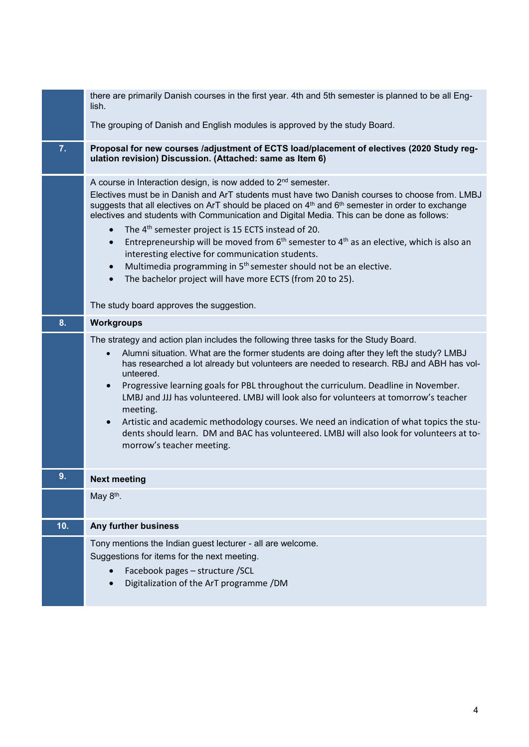| | |
|---|---|
| | there are primarily Danish courses in the first year. 4th and 5th semester is planned to be all English.<br><br>The grouping of Danish and English modules is approved by the study Board. |
| **7.** | **Proposal for new courses /adjustment of ECTS load/placement of electives (2020 Study regulation revision) Discussion. (Attached: same as Item 6)** |
| | A course in Interaction design, is now added to 2nd semester.<br>Electives must be in Danish and ArT students must have two Danish courses to choose from. LMBJ suggests that all electives on ArT should be placed on 4th and 6th semester in order to exchange electives and students with Communication and Digital Media. This can be done as follows:<br>• The 4th semester project is 15 ECTS instead of 20.<br>• Entrepreneurship will be moved from 6th semester to 4th as an elective, which is also an interesting elective for communication students.<br>• Multimedia programming in 5th semester should not be an elective.<br>• The bachelor project will have more ECTS (from 20 to 25).<br><br>The study board approves the suggestion. |
| **8.** | **Workgroups** |
| | The strategy and action plan includes the following three tasks for the Study Board.<br>• Alumni situation. What are the former students are doing after they left the study? LMBJ has researched a lot already but volunteers are needed to research. RBJ and ABH has volunteered.<br>• Progressive learning goals for PBL throughout the curriculum. Deadline in November. LMBJ and JJJ has volunteered. LMBJ will look also for volunteers at tomorrow's teacher meeting.<br>• Artistic and academic methodology courses. We need an indication of what topics the students should learn. DM and BAC has volunteered. LMBJ will also look for volunteers at tomorrow's teacher meeting. |
| **9.** | **Next meeting** |
| | May 8th. |
| **10.** | **Any further business** |
| | Tony mentions the Indian guest lecturer - all are welcome.<br>Suggestions for items for the next meeting.<br>• Facebook pages – structure /SCL<br>• Digitalization of the ArT programme /DM |